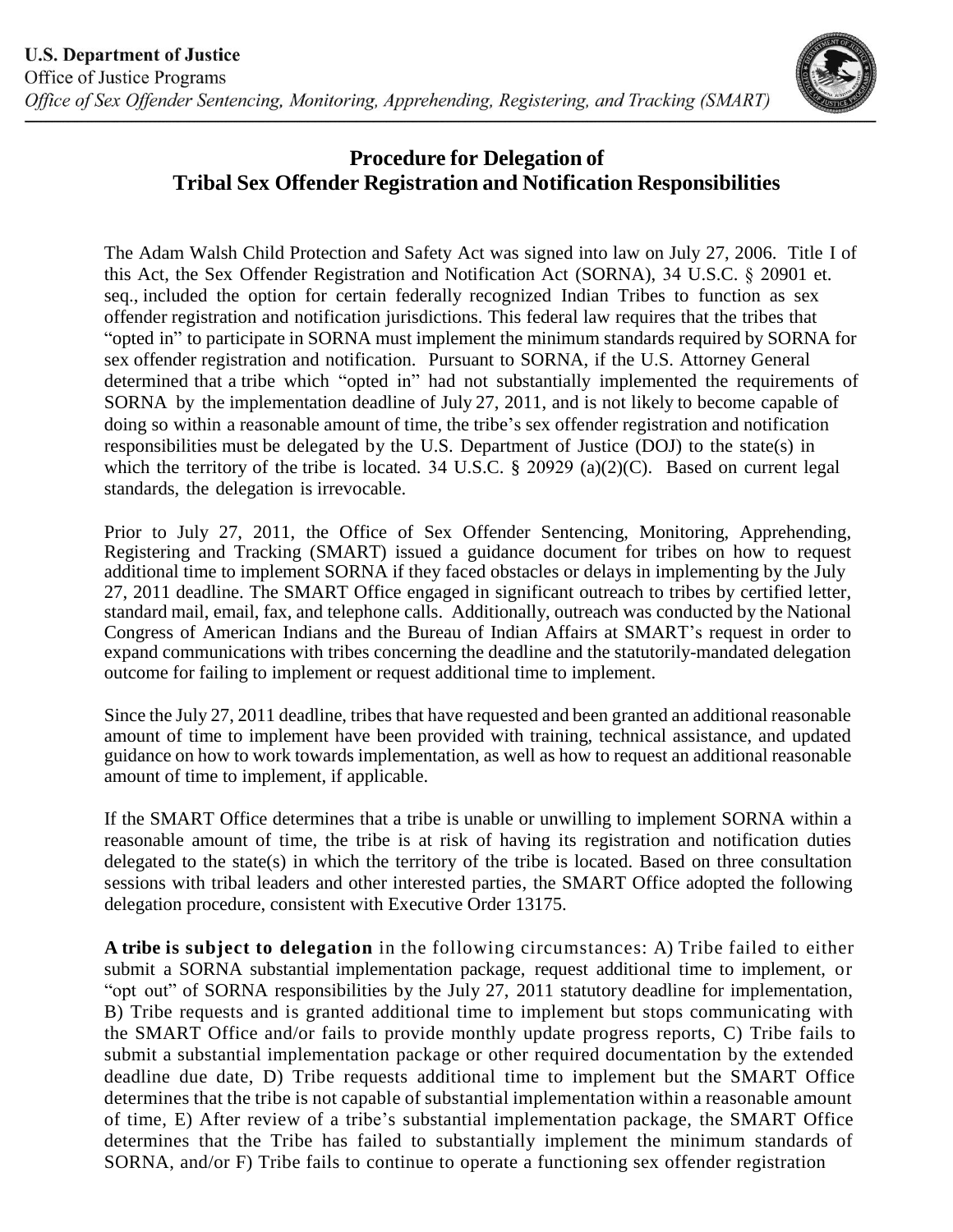**U.S. Department of Justice**
Office of Justice Programs
*Office of Sex Offender Sentencing, Monitoring, Apprehending, Registering, and Tracking (SMART)*

## Procedure for Delegation of Tribal Sex Offender Registration and Notification Responsibilities

The Adam Walsh Child Protection and Safety Act was signed into law on July 27, 2006. Title I of this Act, the Sex Offender Registration and Notification Act (SORNA), 34 U.S.C. § 20901 et. seq., included the option for certain federally recognized Indian Tribes to function as sex offender registration and notification jurisdictions. This federal law requires that the tribes that "opted in" to participate in SORNA must implement the minimum standards required by SORNA for sex offender registration and notification. Pursuant to SORNA, if the U.S. Attorney General determined that a tribe which "opted in" had not substantially implemented the requirements of SORNA by the implementation deadline of July 27, 2011, and is not likely to become capable of doing so within a reasonable amount of time, the tribe's sex offender registration and notification responsibilities must be delegated by the U.S. Department of Justice (DOJ) to the state(s) in which the territory of the tribe is located. 34 U.S.C. § 20929 (a)(2)(C). Based on current legal standards, the delegation is irrevocable.

Prior to July 27, 2011, the Office of Sex Offender Sentencing, Monitoring, Apprehending, Registering and Tracking (SMART) issued a guidance document for tribes on how to request additional time to implement SORNA if they faced obstacles or delays in implementing by the July 27, 2011 deadline. The SMART Office engaged in significant outreach to tribes by certified letter, standard mail, email, fax, and telephone calls. Additionally, outreach was conducted by the National Congress of American Indians and the Bureau of Indian Affairs at SMART's request in order to expand communications with tribes concerning the deadline and the statutorily-mandated delegation outcome for failing to implement or request additional time to implement.

Since the July 27, 2011 deadline, tribes that have requested and been granted an additional reasonable amount of time to implement have been provided with training, technical assistance, and updated guidance on how to work towards implementation, as well as how to request an additional reasonable amount of time to implement, if applicable.

If the SMART Office determines that a tribe is unable or unwilling to implement SORNA within a reasonable amount of time, the tribe is at risk of having its registration and notification duties delegated to the state(s) in which the territory of the tribe is located. Based on three consultation sessions with tribal leaders and other interested parties, the SMART Office adopted the following delegation procedure, consistent with Executive Order 13175.

**A tribe is subject to delegation** in the following circumstances: A) Tribe failed to either submit a SORNA substantial implementation package, request additional time to implement, or "opt out" of SORNA responsibilities by the July 27, 2011 statutory deadline for implementation, B) Tribe requests and is granted additional time to implement but stops communicating with the SMART Office and/or fails to provide monthly update progress reports, C) Tribe fails to submit a substantial implementation package or other required documentation by the extended deadline due date, D) Tribe requests additional time to implement but the SMART Office determines that the tribe is not capable of substantial implementation within a reasonable amount of time, E) After review of a tribe's substantial implementation package, the SMART Office determines that the Tribe has failed to substantially implement the minimum standards of SORNA, and/or F) Tribe fails to continue to operate a functioning sex offender registration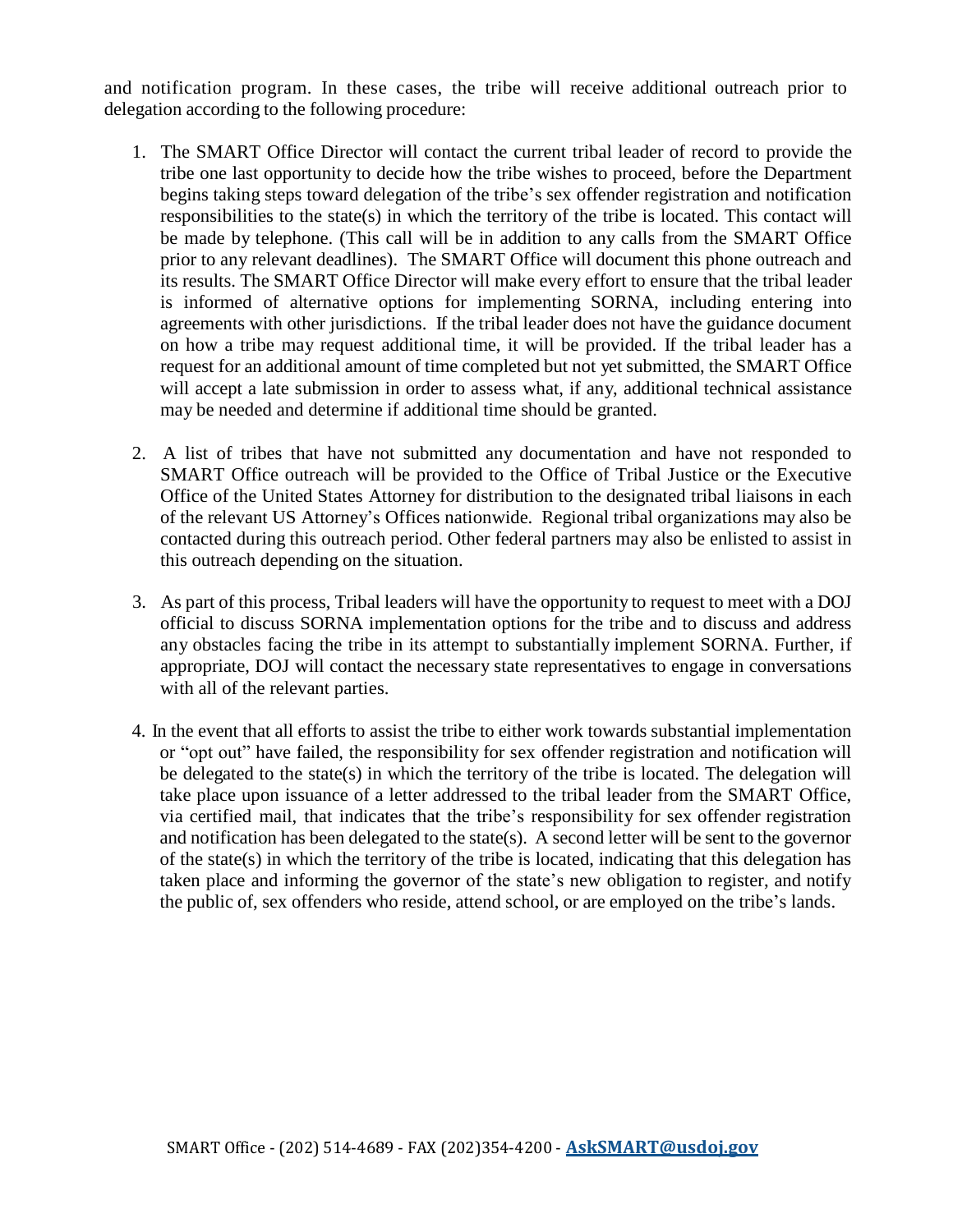and notification program. In these cases, the tribe will receive additional outreach prior to delegation according to the following procedure:

1. The SMART Office Director will contact the current tribal leader of record to provide the tribe one last opportunity to decide how the tribe wishes to proceed, before the Department begins taking steps toward delegation of the tribe's sex offender registration and notification responsibilities to the state(s) in which the territory of the tribe is located. This contact will be made by telephone. (This call will be in addition to any calls from the SMART Office prior to any relevant deadlines). The SMART Office will document this phone outreach and its results. The SMART Office Director will make every effort to ensure that the tribal leader is informed of alternative options for implementing SORNA, including entering into agreements with other jurisdictions. If the tribal leader does not have the guidance document on how a tribe may request additional time, it will be provided. If the tribal leader has a request for an additional amount of time completed but not yet submitted, the SMART Office will accept a late submission in order to assess what, if any, additional technical assistance may be needed and determine if additional time should be granted.

2. A list of tribes that have not submitted any documentation and have not responded to SMART Office outreach will be provided to the Office of Tribal Justice or the Executive Office of the United States Attorney for distribution to the designated tribal liaisons in each of the relevant US Attorney's Offices nationwide. Regional tribal organizations may also be contacted during this outreach period. Other federal partners may also be enlisted to assist in this outreach depending on the situation.

3. As part of this process, Tribal leaders will have the opportunity to request to meet with a DOJ official to discuss SORNA implementation options for the tribe and to discuss and address any obstacles facing the tribe in its attempt to substantially implement SORNA. Further, if appropriate, DOJ will contact the necessary state representatives to engage in conversations with all of the relevant parties.

4. In the event that all efforts to assist the tribe to either work towards substantial implementation or "opt out" have failed, the responsibility for sex offender registration and notification will be delegated to the state(s) in which the territory of the tribe is located. The delegation will take place upon issuance of a letter addressed to the tribal leader from the SMART Office, via certified mail, that indicates that the tribe's responsibility for sex offender registration and notification has been delegated to the state(s). A second letter will be sent to the governor of the state(s) in which the territory of the tribe is located, indicating that this delegation has taken place and informing the governor of the state's new obligation to register, and notify the public of, sex offenders who reside, attend school, or are employed on the tribe's lands.